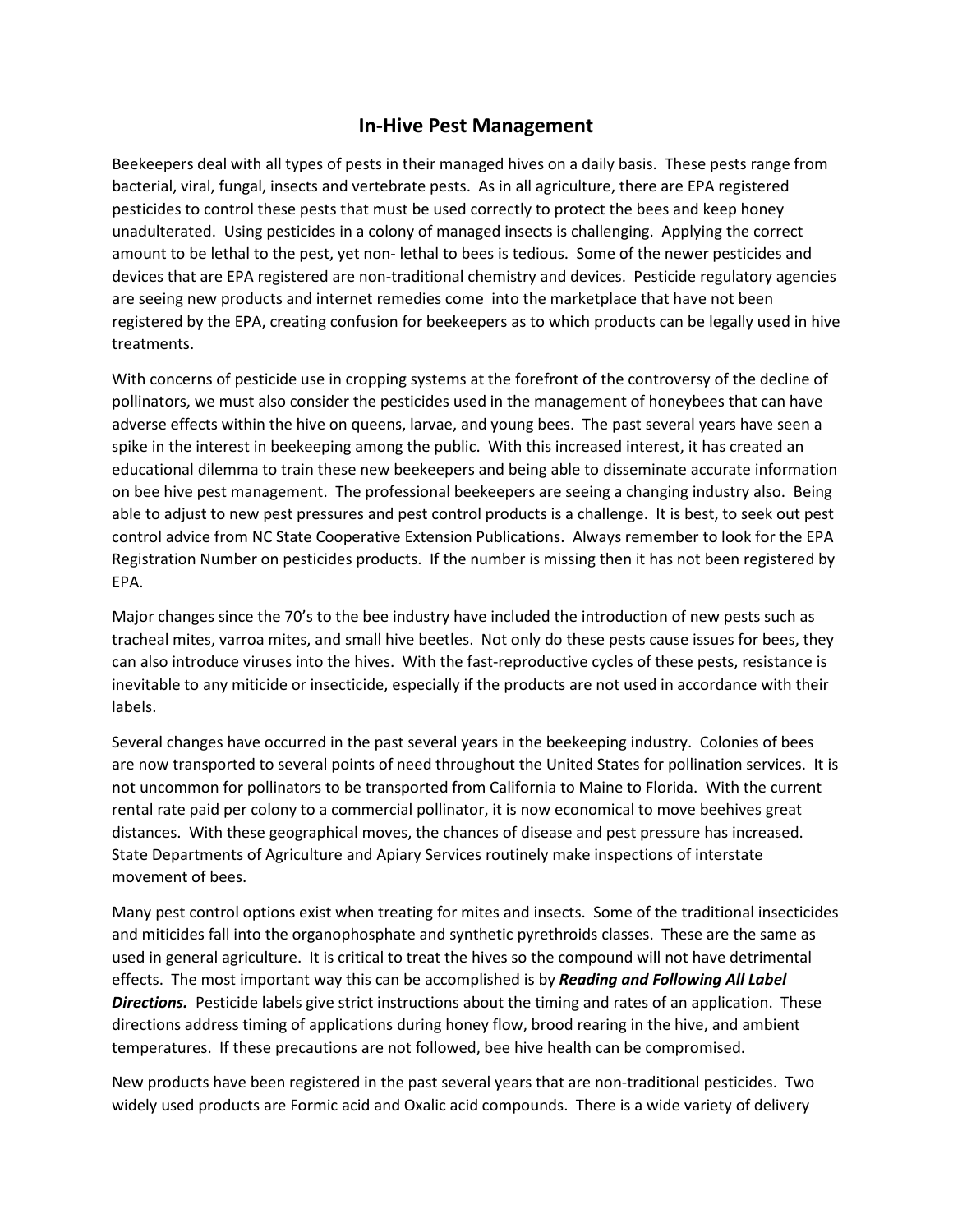# In-Hive Pest Management

Beekeepers deal with all types of pests in their managed hives on a daily basis. These pests range from bacterial, viral, fungal, insects and vertebrate pests. As in all agriculture, there are EPA registered pesticides to control these pests that must be used correctly to protect the bees and keep honey unadulterated. Using pesticides in a colony of managed insects is challenging. Applying the correct amount to be lethal to the pest, yet non- lethal to bees is tedious. Some of the newer pesticides and devices that are EPA registered are non-traditional chemistry and devices. Pesticide regulatory agencies are seeing new products and internet remedies come into the marketplace that have not been registered by the EPA, creating confusion for beekeepers as to which products can be legally used in hive treatments.

With concerns of pesticide use in cropping systems at the forefront of the controversy of the decline of pollinators, we must also consider the pesticides used in the management of honeybees that can have adverse effects within the hive on queens, larvae, and young bees. The past several years have seen a spike in the interest in beekeeping among the public. With this increased interest, it has created an educational dilemma to train these new beekeepers and being able to disseminate accurate information on bee hive pest management. The professional beekeepers are seeing a changing industry also. Being able to adjust to new pest pressures and pest control products is a challenge. It is best, to seek out pest control advice from NC State Cooperative Extension Publications. Always remember to look for the EPA Registration Number on pesticides products. If the number is missing then it has not been registered by EPA.

Major changes since the 70's to the bee industry have included the introduction of new pests such as tracheal mites, varroa mites, and small hive beetles. Not only do these pests cause issues for bees, they can also introduce viruses into the hives. With the fast-reproductive cycles of these pests, resistance is inevitable to any miticide or insecticide, especially if the products are not used in accordance with their labels.

Several changes have occurred in the past several years in the beekeeping industry. Colonies of bees are now transported to several points of need throughout the United States for pollination services. It is not uncommon for pollinators to be transported from California to Maine to Florida. With the current rental rate paid per colony to a commercial pollinator, it is now economical to move beehives great distances. With these geographical moves, the chances of disease and pest pressure has increased. State Departments of Agriculture and Apiary Services routinely make inspections of interstate movement of bees.

Many pest control options exist when treating for mites and insects. Some of the traditional insecticides and miticides fall into the organophosphate and synthetic pyrethroids classes. These are the same as used in general agriculture. It is critical to treat the hives so the compound will not have detrimental effects. The most important way this can be accomplished is by ***Reading and Following All Label Directions.*** Pesticide labels give strict instructions about the timing and rates of an application. These directions address timing of applications during honey flow, brood rearing in the hive, and ambient temperatures. If these precautions are not followed, bee hive health can be compromised.

New products have been registered in the past several years that are non-traditional pesticides. Two widely used products are Formic acid and Oxalic acid compounds. There is a wide variety of delivery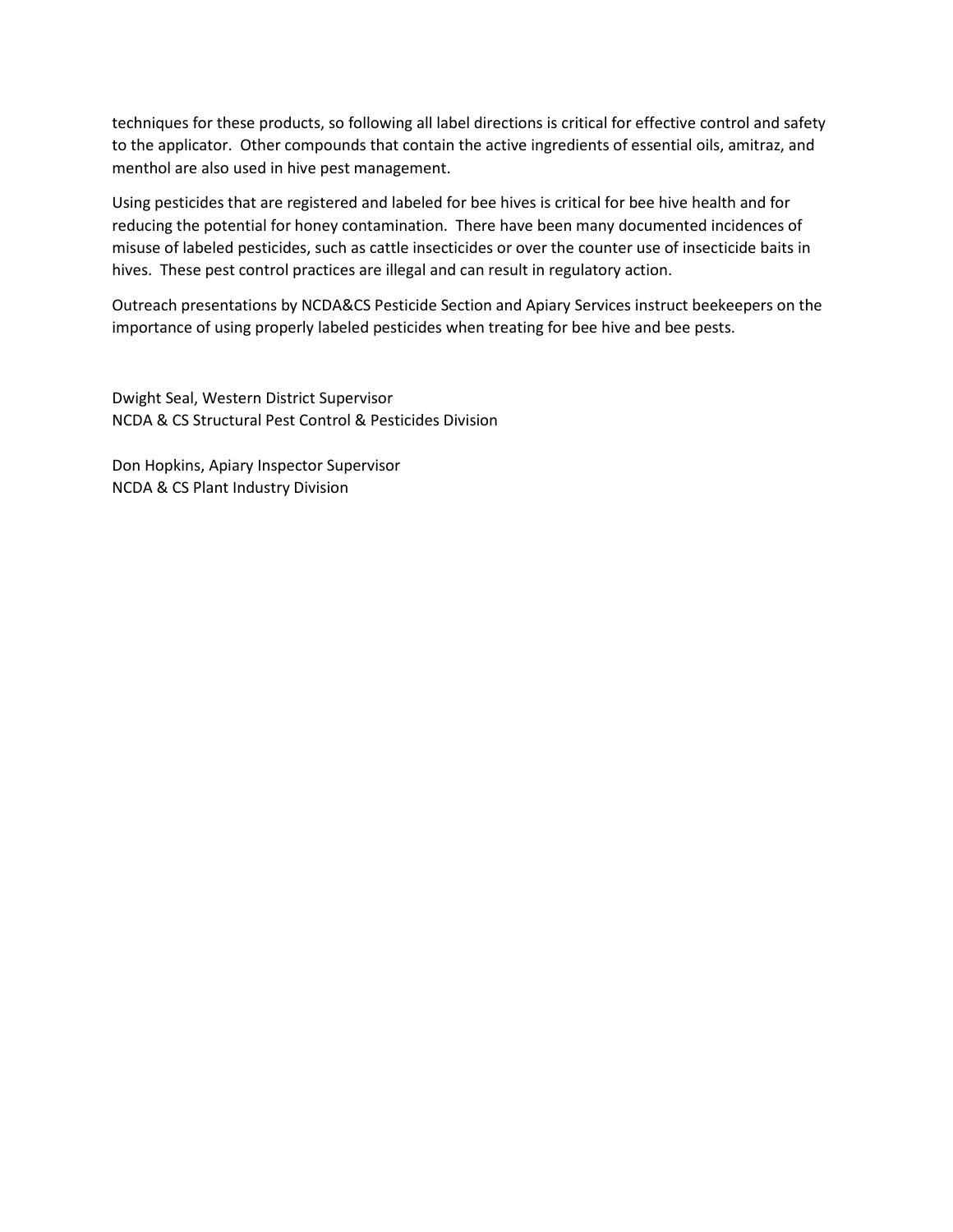techniques for these products, so following all label directions is critical for effective control and safety to the applicator. Other compounds that contain the active ingredients of essential oils, amitraz, and menthol are also used in hive pest management.

Using pesticides that are registered and labeled for bee hives is critical for bee hive health and for reducing the potential for honey contamination. There have been many documented incidences of misuse of labeled pesticides, such as cattle insecticides or over the counter use of insecticide baits in hives. These pest control practices are illegal and can result in regulatory action.

Outreach presentations by NCDA&CS Pesticide Section and Apiary Services instruct beekeepers on the importance of using properly labeled pesticides when treating for bee hive and bee pests.

Dwight Seal, Western District Supervisor
NCDA & CS Structural Pest Control & Pesticides Division

Don Hopkins, Apiary Inspector Supervisor
NCDA & CS Plant Industry Division